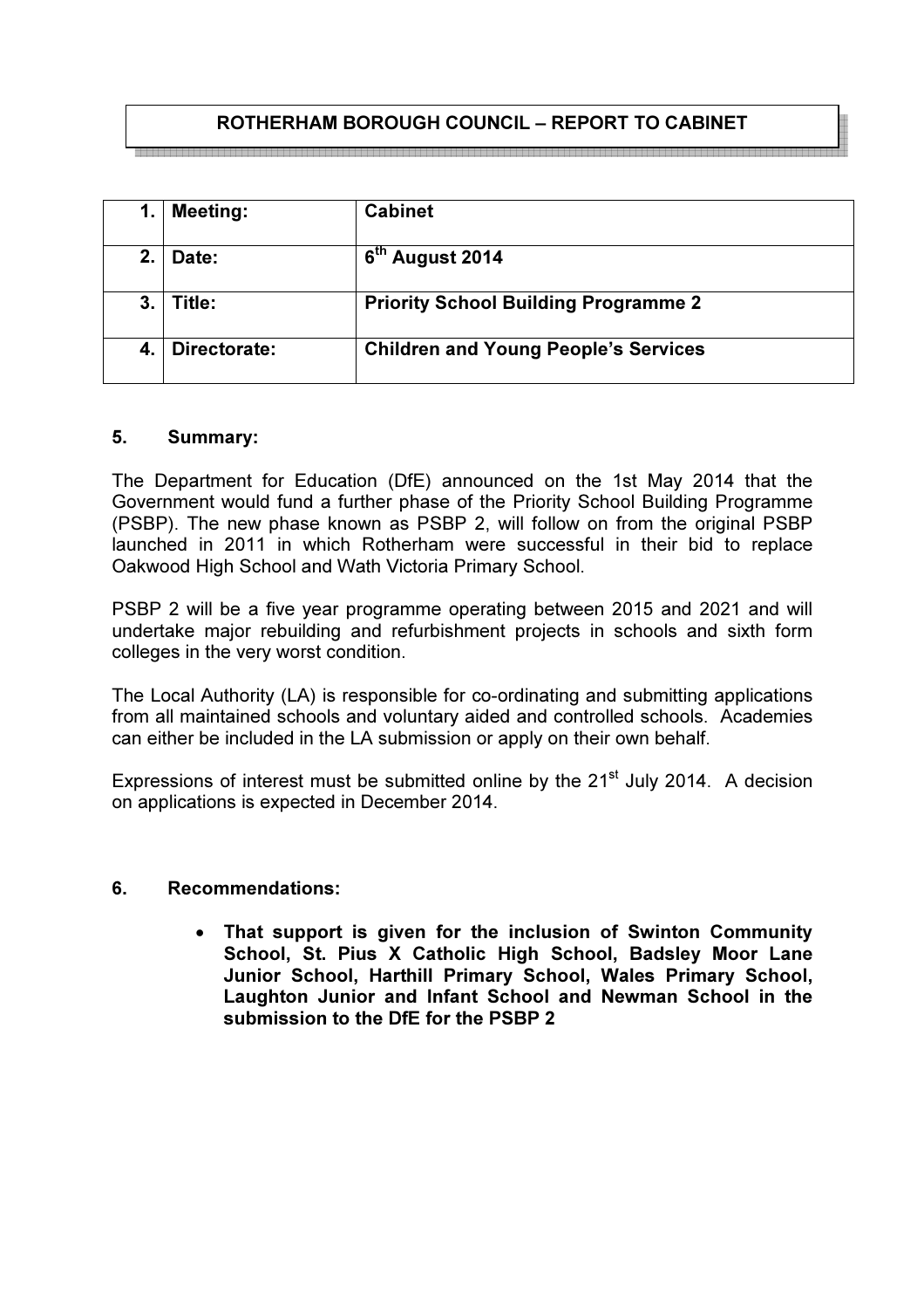# ROTHERHAM BOROUGH COUNCIL – REPORT TO CABINET

| | | |
|---|---|---|
| 1. | **Meeting:** | **Cabinet** |
| 2. | **Date:** | **6th August 2014** |
| 3. | **Title:** | **Priority School Building Programme 2** |
| 4. | **Directorate:** | **Children and Young People's Services** |

## 5. Summary:

The Department for Education (DfE) announced on the 1st May 2014 that the Government would fund a further phase of the Priority School Building Programme (PSBP). The new phase known as PSBP 2, will follow on from the original PSBP launched in 2011 in which Rotherham were successful in their bid to replace Oakwood High School and Wath Victoria Primary School.

PSBP 2 will be a five year programme operating between 2015 and 2021 and will undertake major rebuilding and refurbishment projects in schools and sixth form colleges in the very worst condition.

The Local Authority (LA) is responsible for co-ordinating and submitting applications from all maintained schools and voluntary aided and controlled schools. Academies can either be included in the LA submission or apply on their own behalf.

Expressions of interest must be submitted online by the 21st July 2014. A decision on applications is expected in December 2014.

## 6. Recommendations:

- **That support is given for the inclusion of Swinton Community School, St. Pius X Catholic High School, Badsley Moor Lane Junior School, Harthill Primary School, Wales Primary School, Laughton Junior and Infant School and Newman School in the submission to the DfE for the PSBP 2**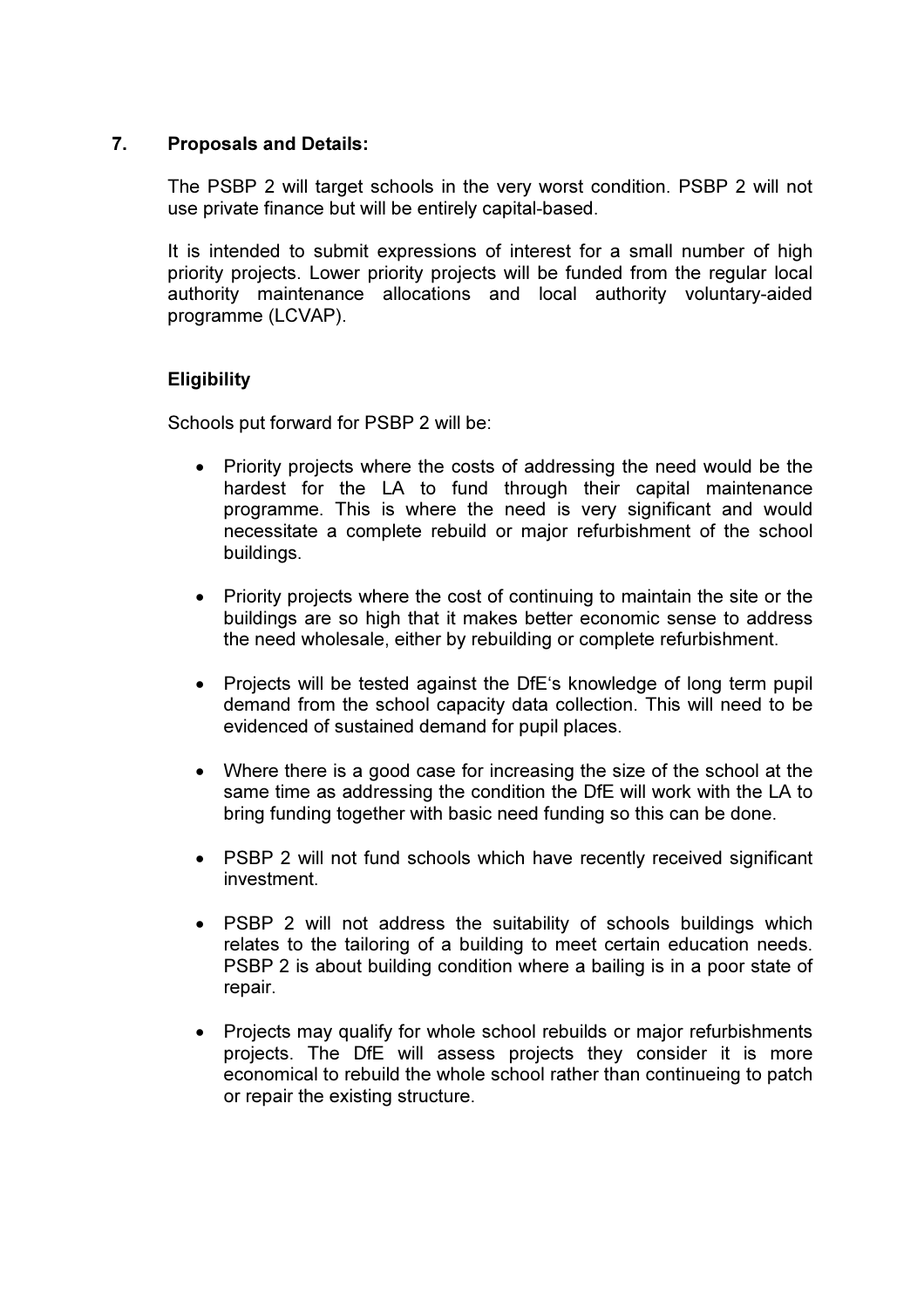## 7. Proposals and Details:

The PSBP 2 will target schools in the very worst condition. PSBP 2 will not use private finance but will be entirely capital-based.

It is intended to submit expressions of interest for a small number of high priority projects. Lower priority projects will be funded from the regular local authority maintenance allocations and local authority voluntary-aided programme (LCVAP).

### Eligibility

Schools put forward for PSBP 2 will be:

- Priority projects where the costs of addressing the need would be the hardest for the LA to fund through their capital maintenance programme. This is where the need is very significant and would necessitate a complete rebuild or major refurbishment of the school buildings.
- Priority projects where the cost of continuing to maintain the site or the buildings are so high that it makes better economic sense to address the need wholesale, either by rebuilding or complete refurbishment.
- Projects will be tested against the DfE's knowledge of long term pupil demand from the school capacity data collection. This will need to be evidenced of sustained demand for pupil places.
- Where there is a good case for increasing the size of the school at the same time as addressing the condition the DfE will work with the LA to bring funding together with basic need funding so this can be done.
- PSBP 2 will not fund schools which have recently received significant investment.
- PSBP 2 will not address the suitability of schools buildings which relates to the tailoring of a building to meet certain education needs. PSBP 2 is about building condition where a bailing is in a poor state of repair.
- Projects may qualify for whole school rebuilds or major refurbishments projects. The DfE will assess projects they consider it is more economical to rebuild the whole school rather than continueing to patch or repair the existing structure.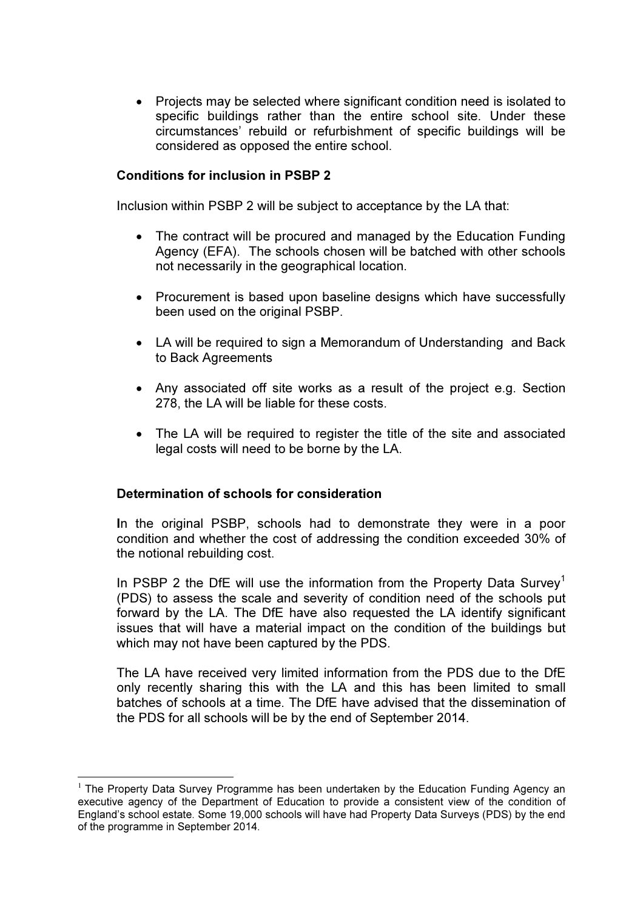- Projects may be selected where significant condition need is isolated to specific buildings rather than the entire school site. Under these circumstances' rebuild or refurbishment of specific buildings will be considered as opposed the entire school.

**Conditions for inclusion in PSBP 2**

Inclusion within PSBP 2 will be subject to acceptance by the LA that:

- The contract will be procured and managed by the Education Funding Agency (EFA). The schools chosen will be batched with other schools not necessarily in the geographical location.

- Procurement is based upon baseline designs which have successfully been used on the original PSBP.

- LA will be required to sign a Memorandum of Understanding and Back to Back Agreements

- Any associated off site works as a result of the project e.g. Section 278, the LA will be liable for these costs.

- The LA will be required to register the title of the site and associated legal costs will need to be borne by the LA.

**Determination of schools for consideration**

In the original PSBP, schools had to demonstrate they were in a poor condition and whether the cost of addressing the condition exceeded 30% of the notional rebuilding cost.

In PSBP 2 the DfE will use the information from the Property Data Survey[1] (PDS) to assess the scale and severity of condition need of the schools put forward by the LA. The DfE have also requested the LA identify significant issues that will have a material impact on the condition of the buildings but which may not have been captured by the PDS.

The LA have received very limited information from the PDS due to the DfE only recently sharing this with the LA and this has been limited to small batches of schools at a time. The DfE have advised that the dissemination of the PDS for all schools will be by the end of September 2014.

[1] The Property Data Survey Programme has been undertaken by the Education Funding Agency an executive agency of the Department of Education to provide a consistent view of the condition of England's school estate. Some 19,000 schools will have had Property Data Surveys (PDS) by the end of the programme in September 2014.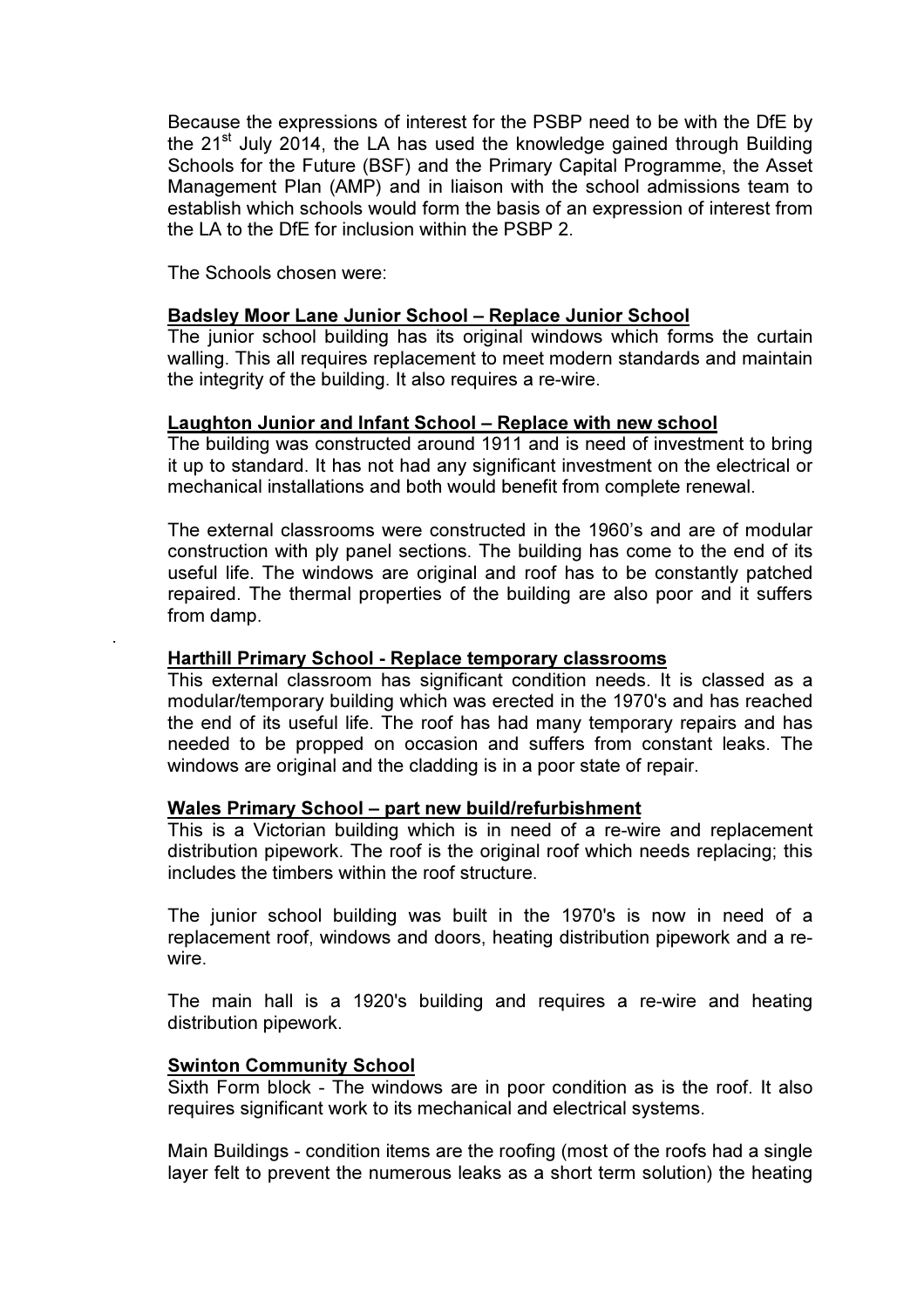Because the expressions of interest for the PSBP need to be with the DfE by the 21st July 2014, the LA has used the knowledge gained through Building Schools for the Future (BSF) and the Primary Capital Programme, the Asset Management Plan (AMP) and in liaison with the school admissions team to establish which schools would form the basis of an expression of interest from the LA to the DfE for inclusion within the PSBP 2.

The Schools chosen were:

**<u>Badsley Moor Lane Junior School – Replace Junior School</u>**

The junior school building has its original windows which forms the curtain walling. This all requires replacement to meet modern standards and maintain the integrity of the building. It also requires a re-wire.

**<u>Laughton Junior and Infant School – Replace with new school</u>**

The building was constructed around 1911 and is need of investment to bring it up to standard. It has not had any significant investment on the electrical or mechanical installations and both would benefit from complete renewal.

The external classrooms were constructed in the 1960's and are of modular construction with ply panel sections. The building has come to the end of its useful life. The windows are original and roof has to be constantly patched repaired. The thermal properties of the building are also poor and it suffers from damp.

**<u>Harthill Primary School - Replace temporary classrooms</u>**

This external classroom has significant condition needs. It is classed as a modular/temporary building which was erected in the 1970's and has reached the end of its useful life. The roof has had many temporary repairs and has needed to be propped on occasion and suffers from constant leaks. The windows are original and the cladding is in a poor state of repair.

**<u>Wales Primary School – part new build/refurbishment</u>**

This is a Victorian building which is in need of a re-wire and replacement distribution pipework. The roof is the original roof which needs replacing; this includes the timbers within the roof structure.

The junior school building was built in the 1970's is now in need of a replacement roof, windows and doors, heating distribution pipework and a re-wire.

The main hall is a 1920's building and requires a re-wire and heating distribution pipework.

**<u>Swinton Community School</u>**

Sixth Form block - The windows are in poor condition as is the roof. It also requires significant work to its mechanical and electrical systems.

Main Buildings - condition items are the roofing (most of the roofs had a single layer felt to prevent the numerous leaks as a short term solution) the heating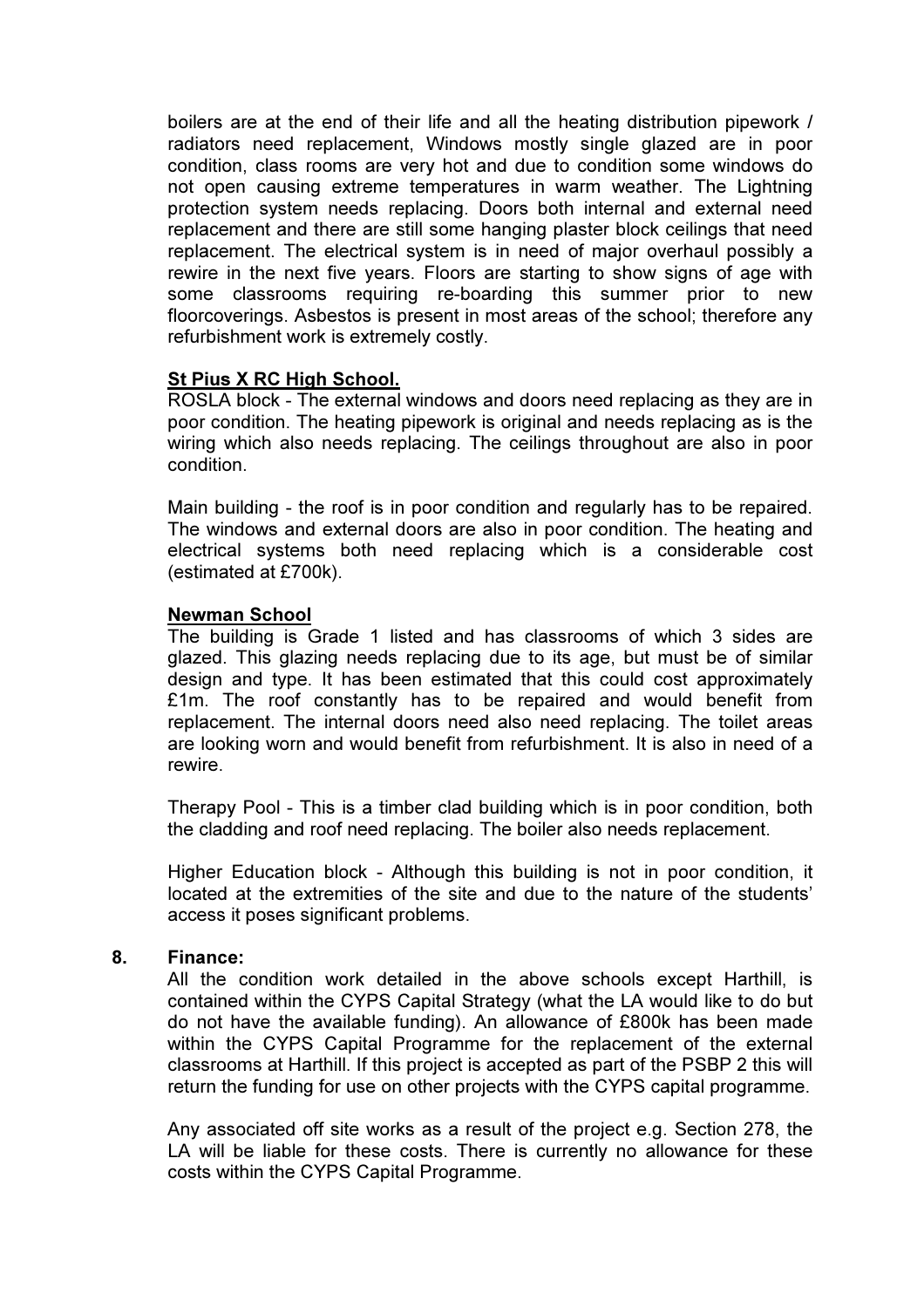boilers are at the end of their life and all the heating distribution pipework / radiators need replacement, Windows mostly single glazed are in poor condition, class rooms are very hot and due to condition some windows do not open causing extreme temperatures in warm weather. The Lightning protection system needs replacing. Doors both internal and external need replacement and there are still some hanging plaster block ceilings that need replacement. The electrical system is in need of major overhaul possibly a rewire in the next five years. Floors are starting to show signs of age with some classrooms requiring re-boarding this summer prior to new floorcoverings. Asbestos is present in most areas of the school; therefore any refurbishment work is extremely costly.

**St Pius X RC High School.**

ROSLA block - The external windows and doors need replacing as they are in poor condition. The heating pipework is original and needs replacing as is the wiring which also needs replacing. The ceilings throughout are also in poor condition.

Main building - the roof is in poor condition and regularly has to be repaired. The windows and external doors are also in poor condition. The heating and electrical systems both need replacing which is a considerable cost (estimated at £700k).

**Newman School**

The building is Grade 1 listed and has classrooms of which 3 sides are glazed. This glazing needs replacing due to its age, but must be of similar design and type. It has been estimated that this could cost approximately £1m. The roof constantly has to be repaired and would benefit from replacement. The internal doors need also need replacing. The toilet areas are looking worn and would benefit from refurbishment. It is also in need of a rewire.

Therapy Pool - This is a timber clad building which is in poor condition, both the cladding and roof need replacing. The boiler also needs replacement.

Higher Education block - Although this building is not in poor condition, it located at the extremities of the site and due to the nature of the students' access it poses significant problems.

**8. Finance:**

All the condition work detailed in the above schools except Harthill, is contained within the CYPS Capital Strategy (what the LA would like to do but do not have the available funding). An allowance of £800k has been made within the CYPS Capital Programme for the replacement of the external classrooms at Harthill. If this project is accepted as part of the PSBP 2 this will return the funding for use on other projects with the CYPS capital programme.

Any associated off site works as a result of the project e.g. Section 278, the LA will be liable for these costs. There is currently no allowance for these costs within the CYPS Capital Programme.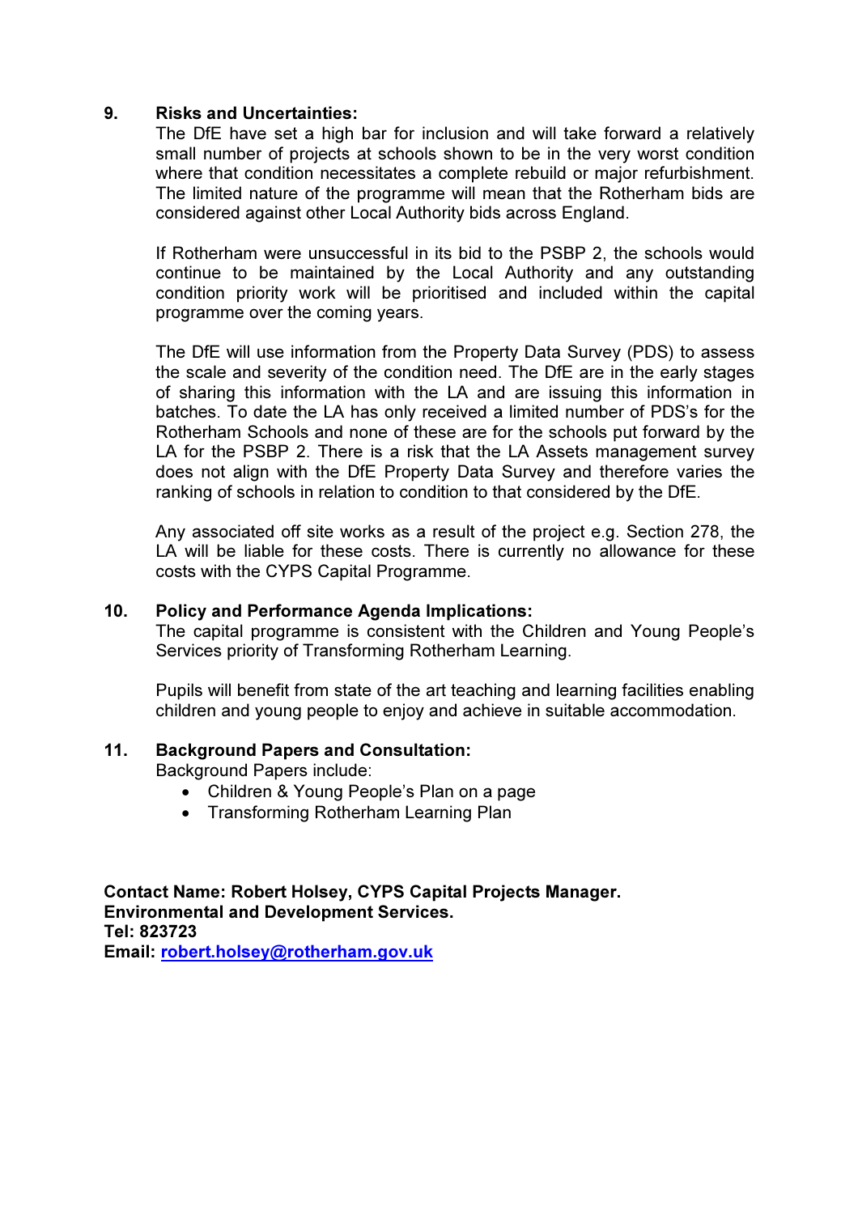## 9. Risks and Uncertainties:

The DfE have set a high bar for inclusion and will take forward a relatively small number of projects at schools shown to be in the very worst condition where that condition necessitates a complete rebuild or major refurbishment. The limited nature of the programme will mean that the Rotherham bids are considered against other Local Authority bids across England.

If Rotherham were unsuccessful in its bid to the PSBP 2, the schools would continue to be maintained by the Local Authority and any outstanding condition priority work will be prioritised and included within the capital programme over the coming years.

The DfE will use information from the Property Data Survey (PDS) to assess the scale and severity of the condition need. The DfE are in the early stages of sharing this information with the LA and are issuing this information in batches. To date the LA has only received a limited number of PDS's for the Rotherham Schools and none of these are for the schools put forward by the LA for the PSBP 2. There is a risk that the LA Assets management survey does not align with the DfE Property Data Survey and therefore varies the ranking of schools in relation to condition to that considered by the DfE.

Any associated off site works as a result of the project e.g. Section 278, the LA will be liable for these costs. There is currently no allowance for these costs with the CYPS Capital Programme.

## 10. Policy and Performance Agenda Implications:

The capital programme is consistent with the Children and Young People's Services priority of Transforming Rotherham Learning.

Pupils will benefit from state of the art teaching and learning facilities enabling children and young people to enjoy and achieve in suitable accommodation.

## 11. Background Papers and Consultation:

Background Papers include:

- Children & Young People's Plan on a page
- Transforming Rotherham Learning Plan

**Contact Name: Robert Holsey, CYPS Capital Projects Manager.**
**Environmental and Development Services.**
**Tel: 823723**
**Email: robert.holsey@rotherham.gov.uk**